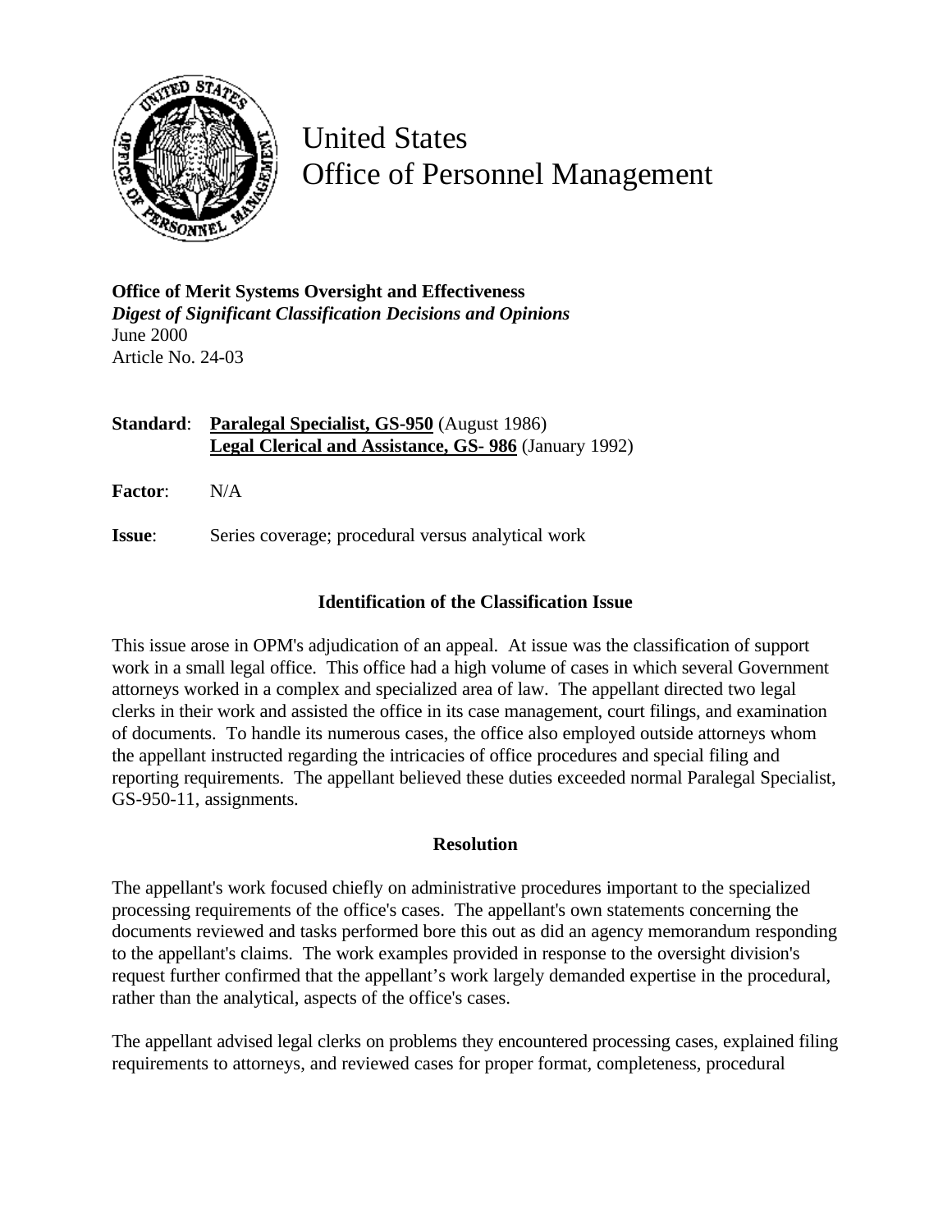# United States
# Office of Personnel Management

**Office of Merit Systems Oversight and Effectiveness**
***Digest of Significant Classification Decisions and Opinions***
June 2000
Article No. 24-03

**Standard**: **Paralegal Specialist, GS-950** (August 1986)
**Legal Clerical and Assistance, GS- 986** (January 1992)

**Factor**: N/A

**Issue**: Series coverage; procedural versus analytical work

### Identification of the Classification Issue

This issue arose in OPM's adjudication of an appeal. At issue was the classification of support work in a small legal office. This office had a high volume of cases in which several Government attorneys worked in a complex and specialized area of law. The appellant directed two legal clerks in their work and assisted the office in its case management, court filings, and examination of documents. To handle its numerous cases, the office also employed outside attorneys whom the appellant instructed regarding the intricacies of office procedures and special filing and reporting requirements. The appellant believed these duties exceeded normal Paralegal Specialist, GS-950-11, assignments.

### Resolution

The appellant's work focused chiefly on administrative procedures important to the specialized processing requirements of the office's cases. The appellant's own statements concerning the documents reviewed and tasks performed bore this out as did an agency memorandum responding to the appellant's claims. The work examples provided in response to the oversight division's request further confirmed that the appellant's work largely demanded expertise in the procedural, rather than the analytical, aspects of the office's cases.

The appellant advised legal clerks on problems they encountered processing cases, explained filing requirements to attorneys, and reviewed cases for proper format, completeness, procedural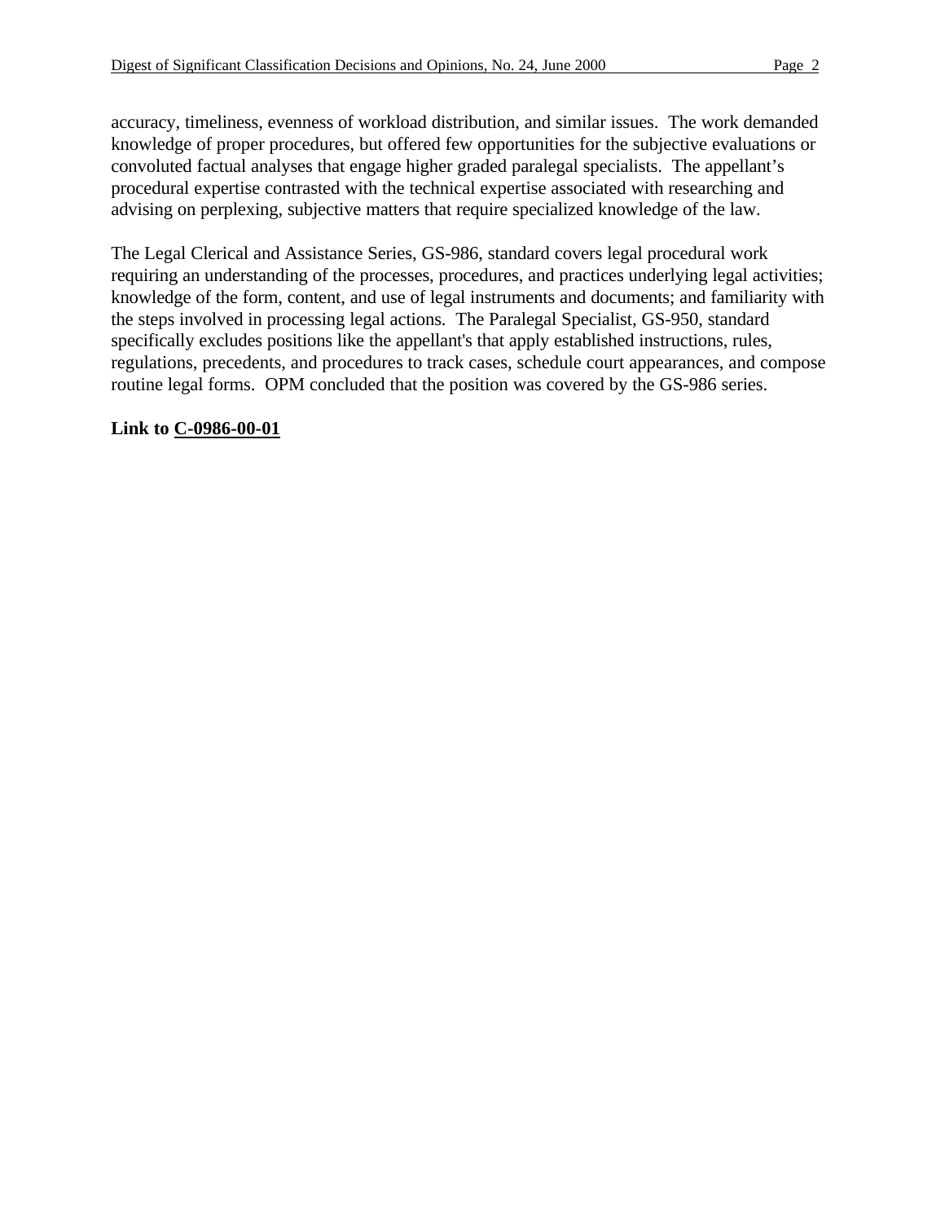accuracy, timeliness, evenness of workload distribution, and similar issues. The work demanded knowledge of proper procedures, but offered few opportunities for the subjective evaluations or convoluted factual analyses that engage higher graded paralegal specialists. The appellant's procedural expertise contrasted with the technical expertise associated with researching and advising on perplexing, subjective matters that require specialized knowledge of the law.

The Legal Clerical and Assistance Series, GS-986, standard covers legal procedural work requiring an understanding of the processes, procedures, and practices underlying legal activities; knowledge of the form, content, and use of legal instruments and documents; and familiarity with the steps involved in processing legal actions. The Paralegal Specialist, GS-950, standard specifically excludes positions like the appellant's that apply established instructions, rules, regulations, precedents, and procedures to track cases, schedule court appearances, and compose routine legal forms. OPM concluded that the position was covered by the GS-986 series.

**Link to C-0986-00-01**